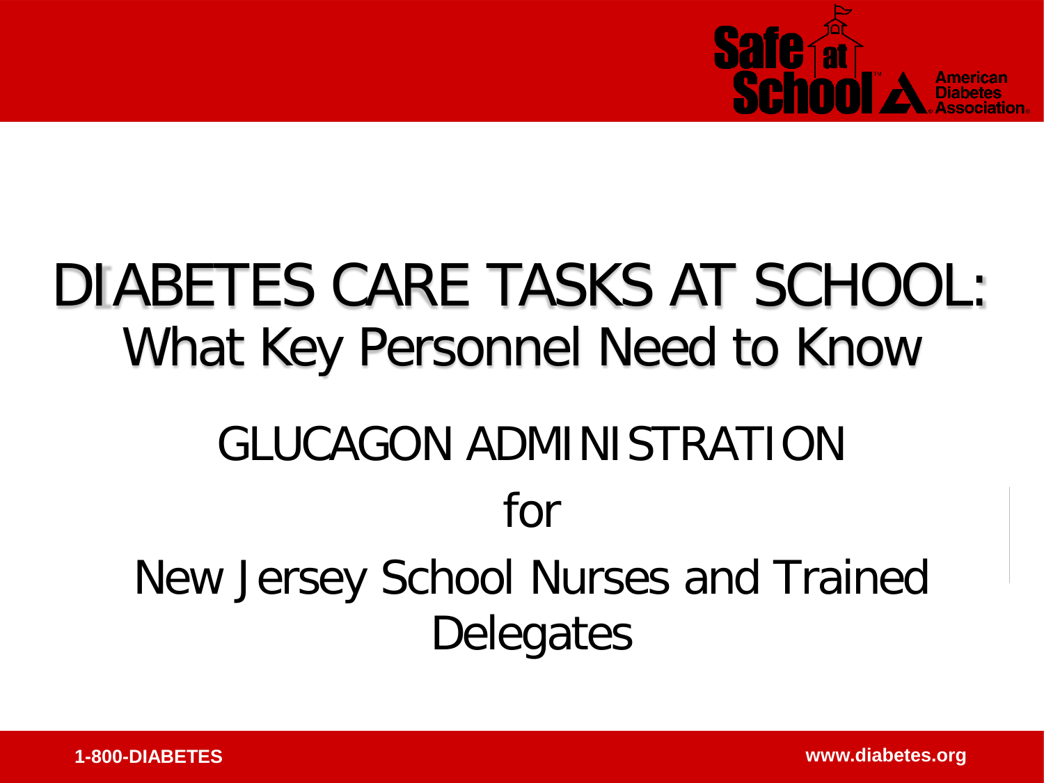# DIABETES CARE TASKS AT SCHOOL:

## What Key Personnel Need to Know

GLUCAGON ADMINISTRATION

for

New Jersey School Nurses and Trained Delegates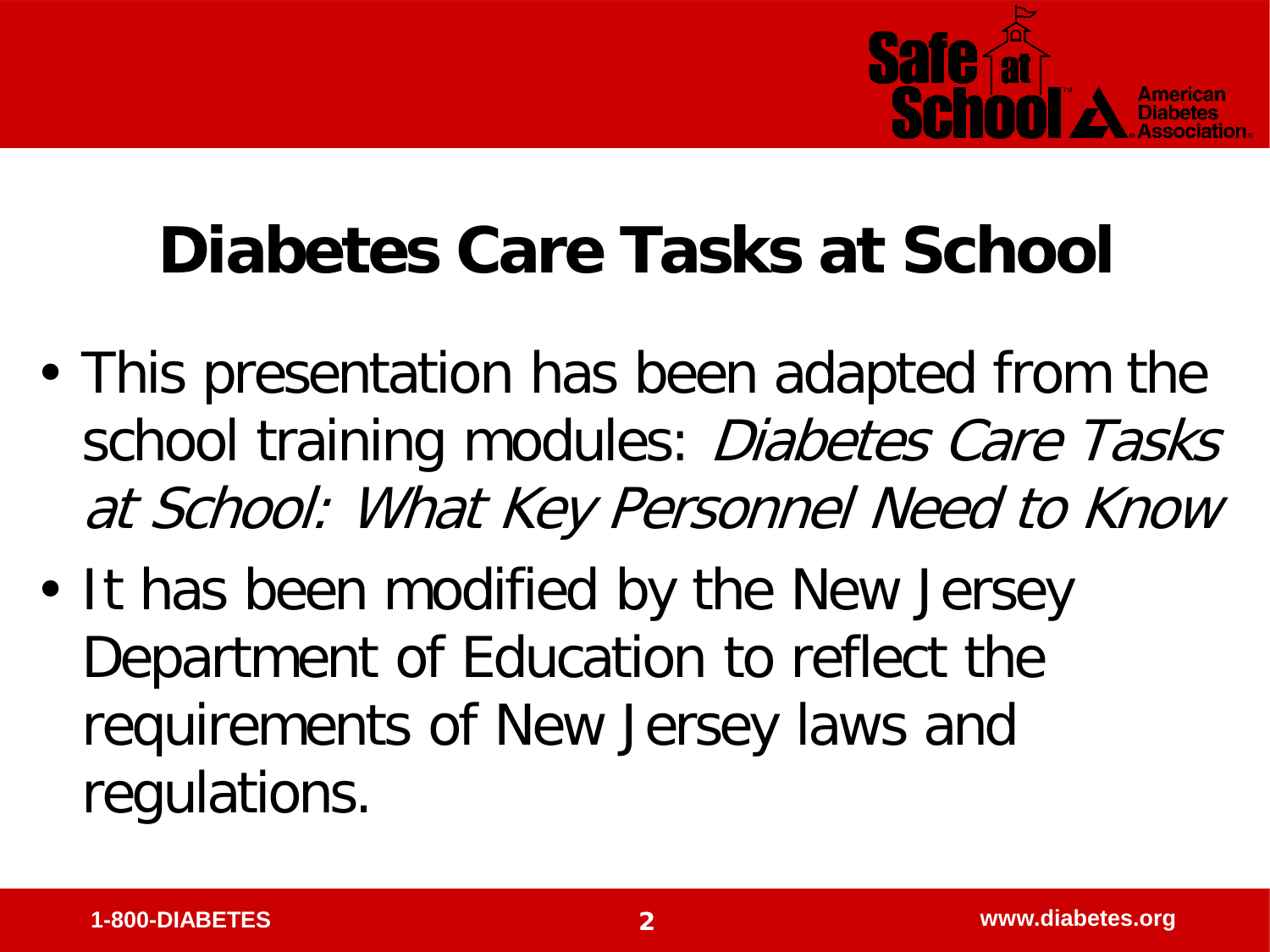# Diabetes Care Tasks at School

- This presentation has been adapted from the school training modules: *Diabetes Care Tasks at School: What Key Personnel Need to Know*
- It has been modified by the New Jersey Department of Education to reflect the requirements of New Jersey laws and regulations.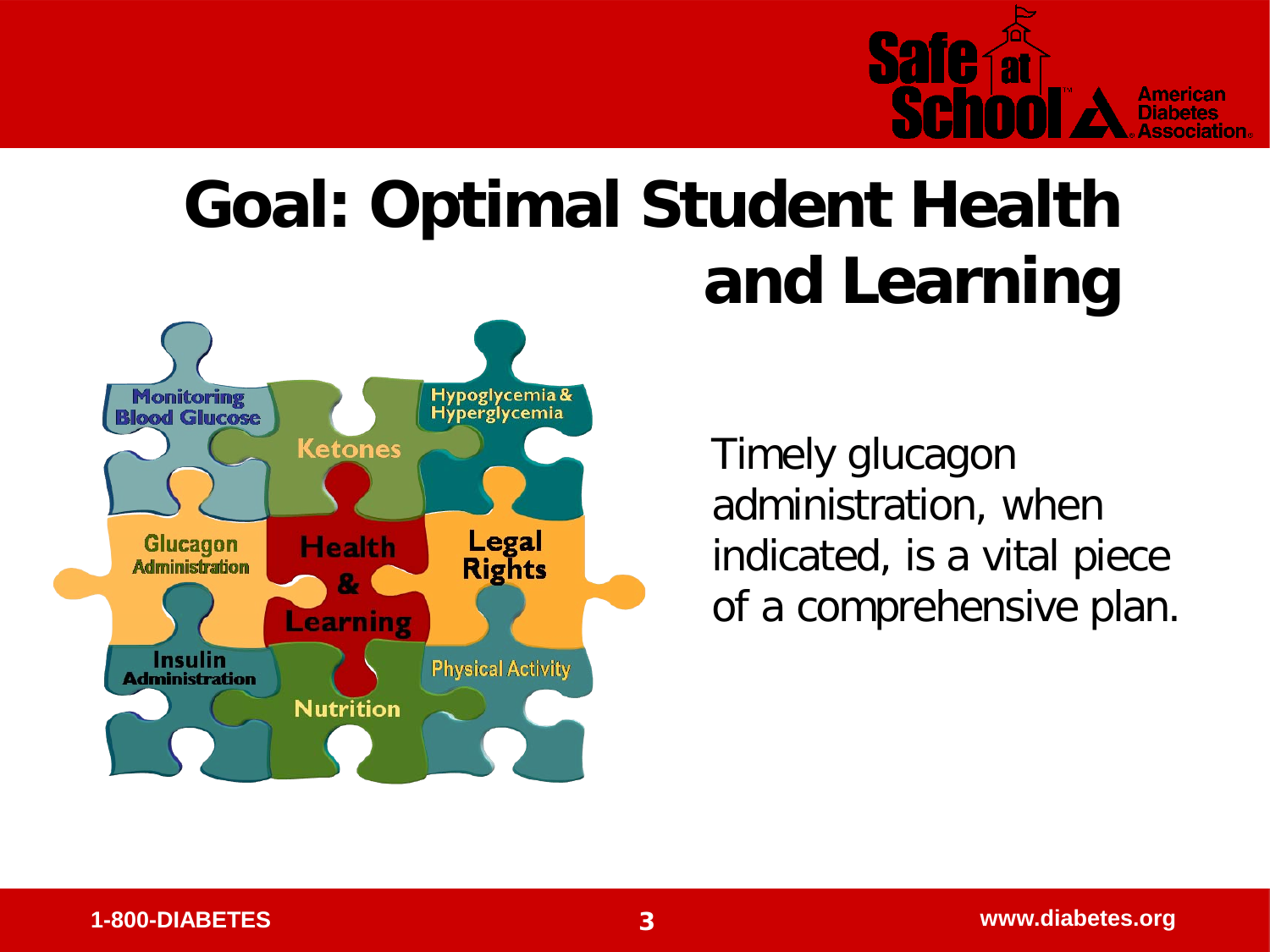# Goal: Optimal Student Health and Learning

Monitoring Blood Glucose

Ketones

Hypoglycemia & Hyperglycemia

Glucagon Administration

Health & Learning

Legal Rights

Insulin Administration

Nutrition

Physical Activity

Timely glucagon administration, when indicated, is a vital piece of a comprehensive plan.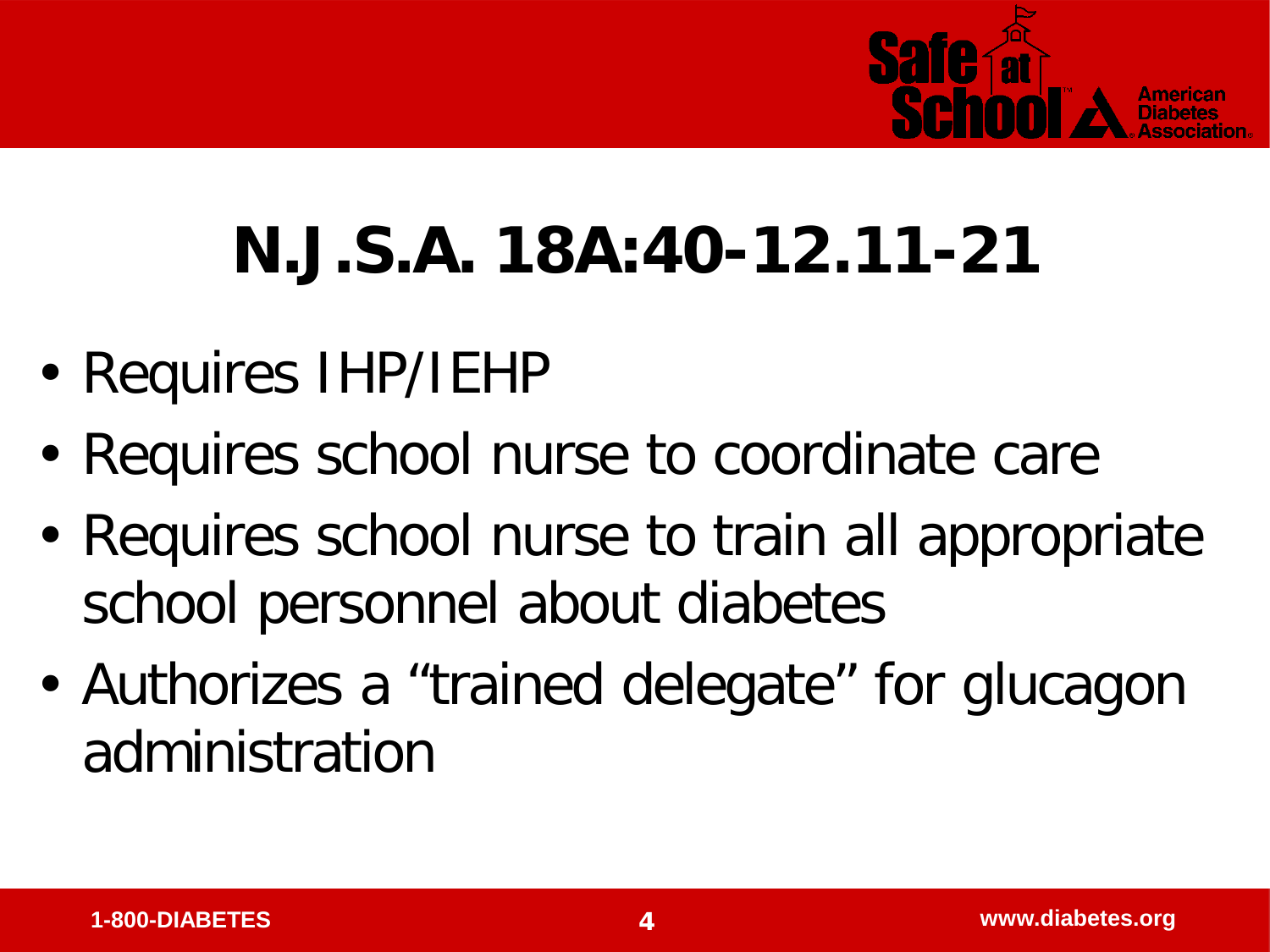# N.J.S.A. 18A:40-12.11-21

- Requires IHP/IEHP
- Requires school nurse to coordinate care
- Requires school nurse to train all appropriate school personnel about diabetes
- Authorizes a “trained delegate” for glucagon administration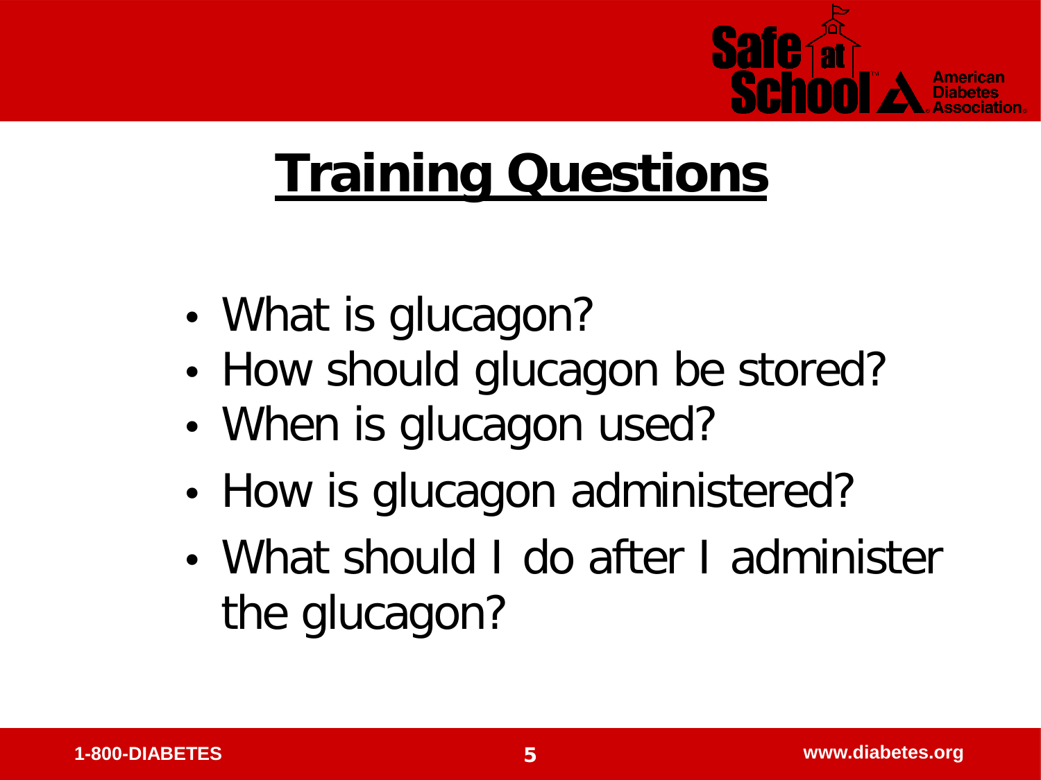# Training Questions

- What is glucagon?
- How should glucagon be stored?
- When is glucagon used?
- How is glucagon administered?
- What should I do after I administer the glucagon?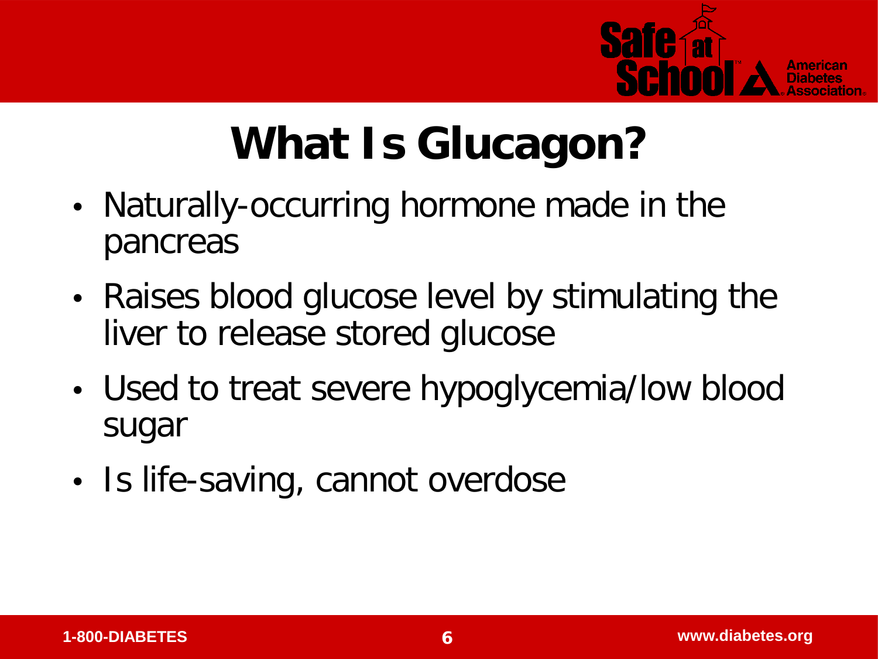# What Is Glucagon?

- Naturally-occurring hormone made in the pancreas
- Raises blood glucose level by stimulating the liver to release stored glucose
- Used to treat severe hypoglycemia/low blood sugar
- Is life-saving, cannot overdose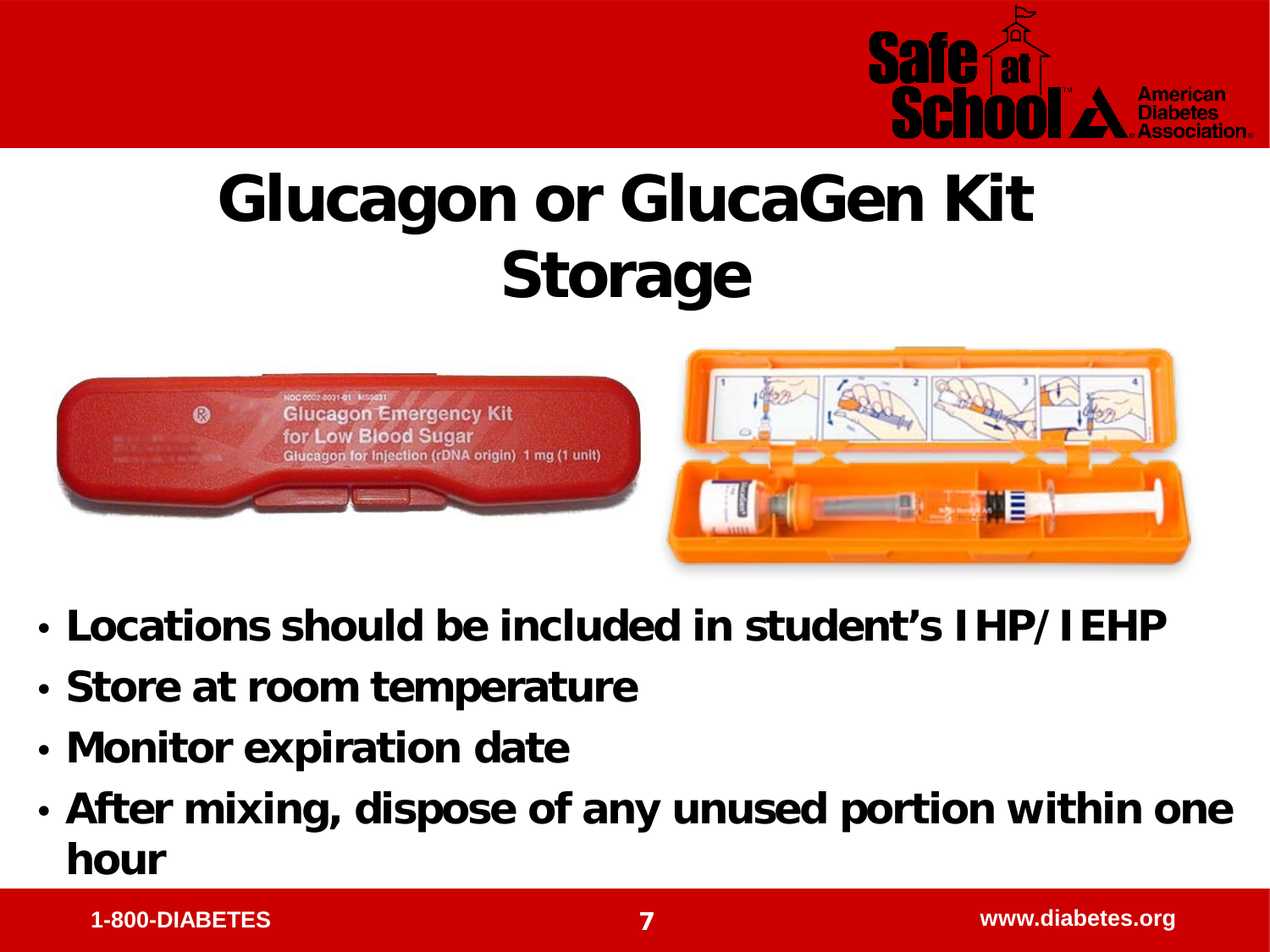# Glucagon or GlucaGen Kit Storage

- **Locations should be included in student's IHP/IEHP**
- **Store at room temperature**
- **Monitor expiration date**
- **After mixing, dispose of any unused portion within one hour**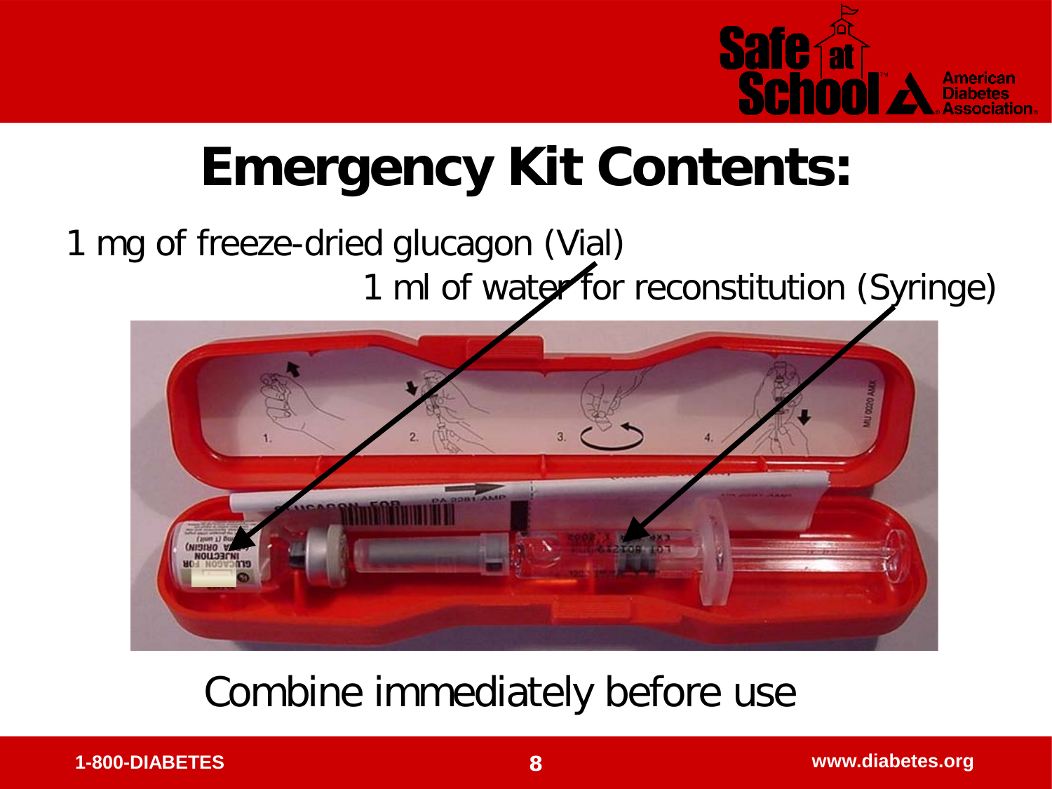# Emergency Kit Contents:

1 mg of freeze-dried glucagon (Vial)

1 ml of water for reconstitution (Syringe)

Combine immediately before use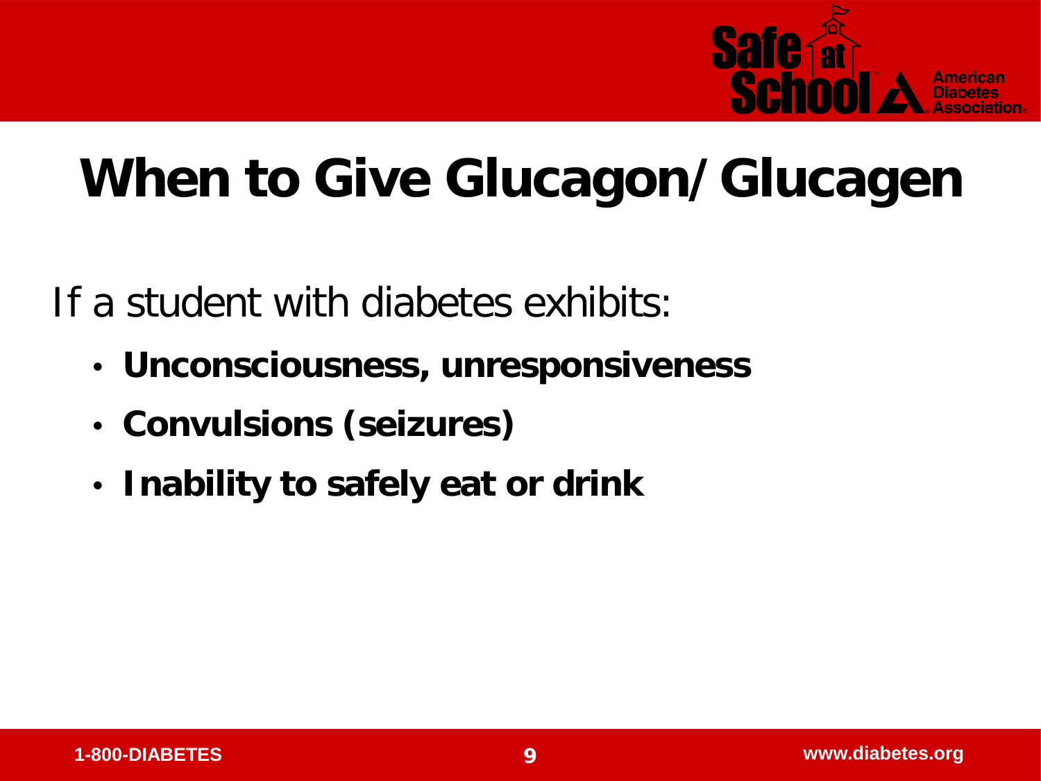# When to Give Glucagon/Glucagen

If a student with diabetes exhibits:

- **Unconsciousness, unresponsiveness**
- **Convulsions (seizures)**
- **Inability to safely eat or drink**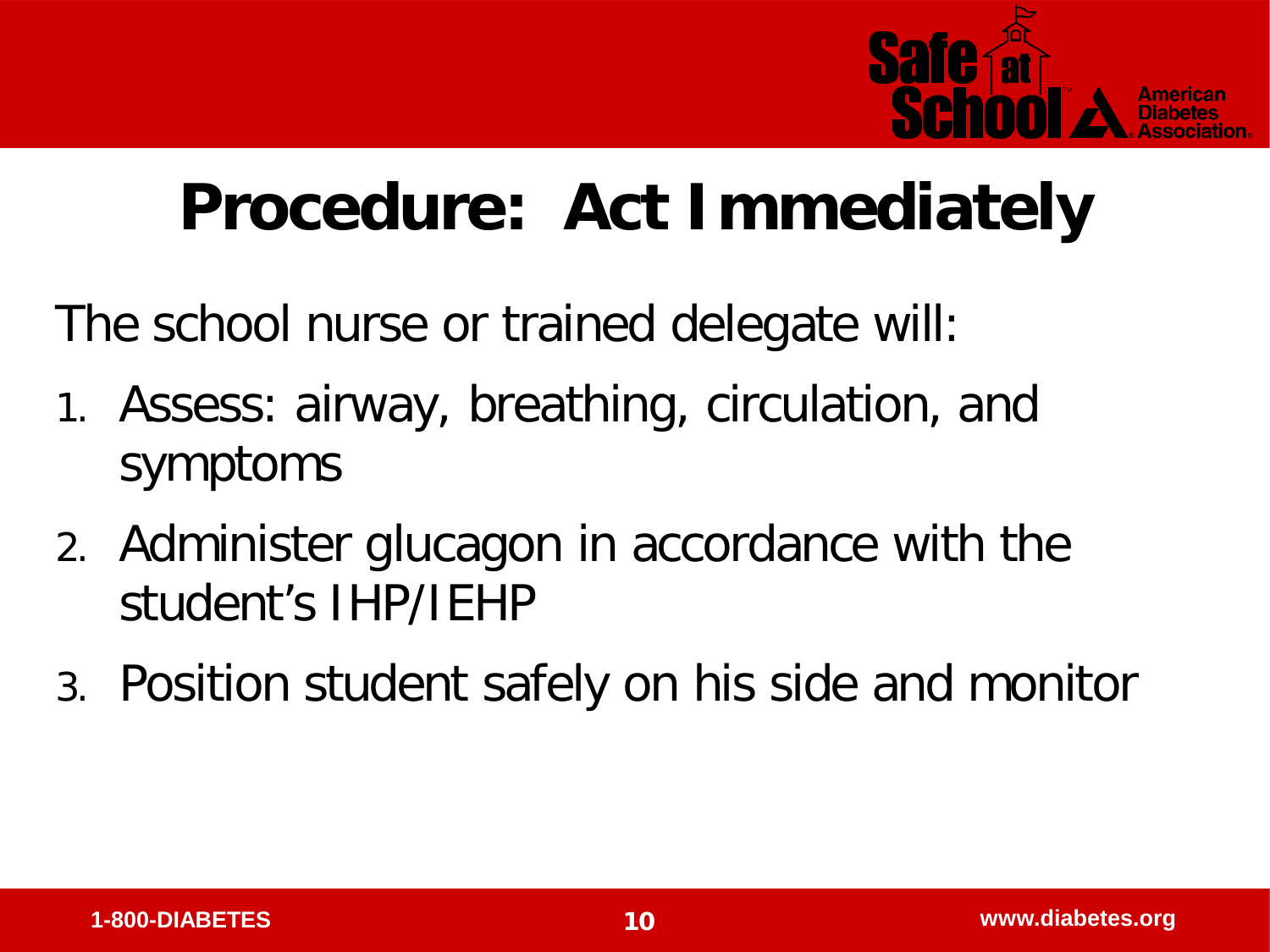# Procedure: Act Immediately

The school nurse or trained delegate will:

1. Assess: airway, breathing, circulation, and symptoms
2. Administer glucagon in accordance with the student's IHP/IEHP
3. Position student safely on his side and monitor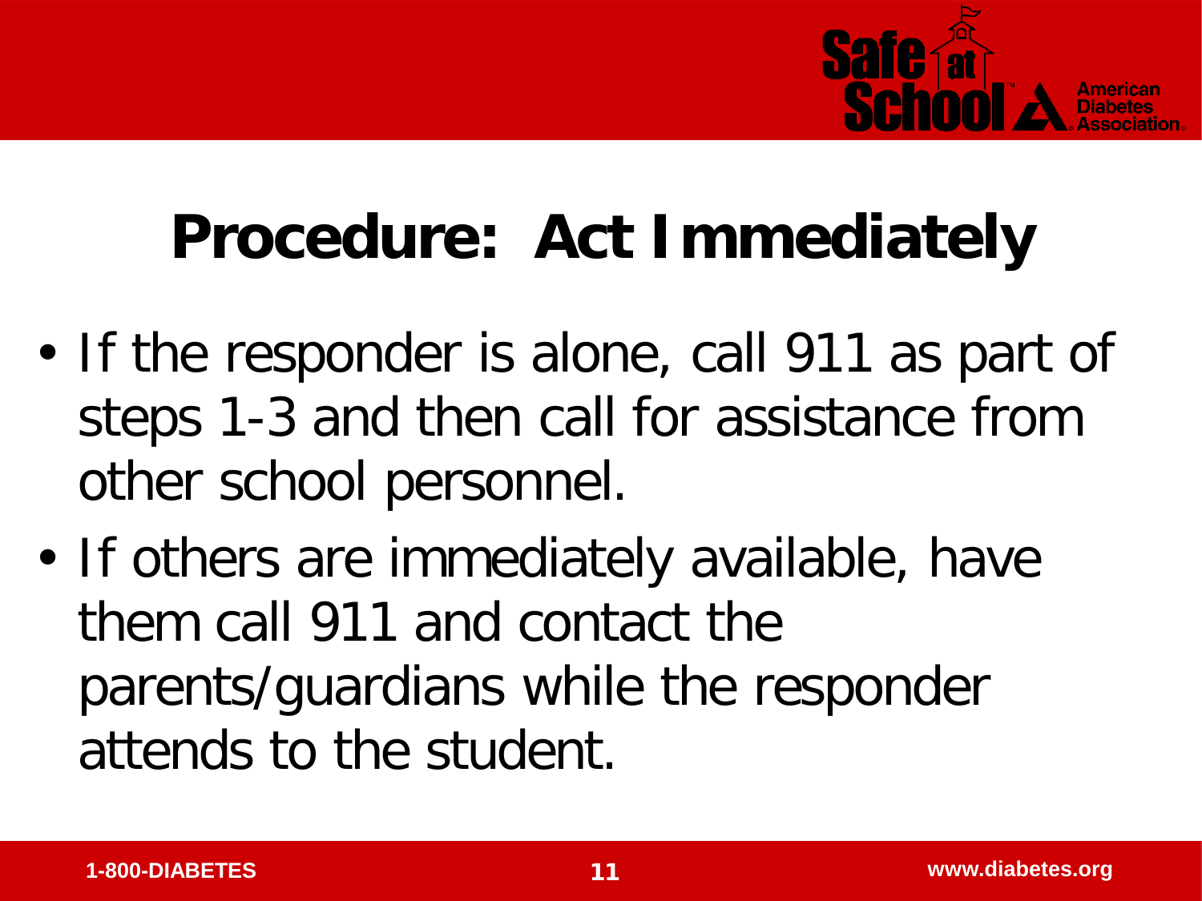# Procedure: Act Immediately

- If the responder is alone, call 911 as part of steps 1-3 and then call for assistance from other school personnel.
- If others are immediately available, have them call 911 and contact the parents/guardians while the responder attends to the student.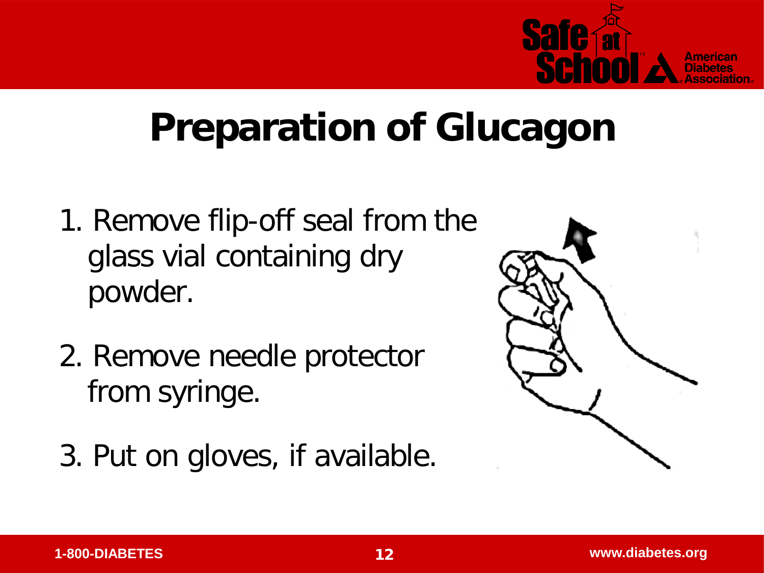# Preparation of Glucagon

1. Remove flip-off seal from the glass vial containing dry powder.
2. Remove needle protector from syringe.
3. Put on gloves, if available.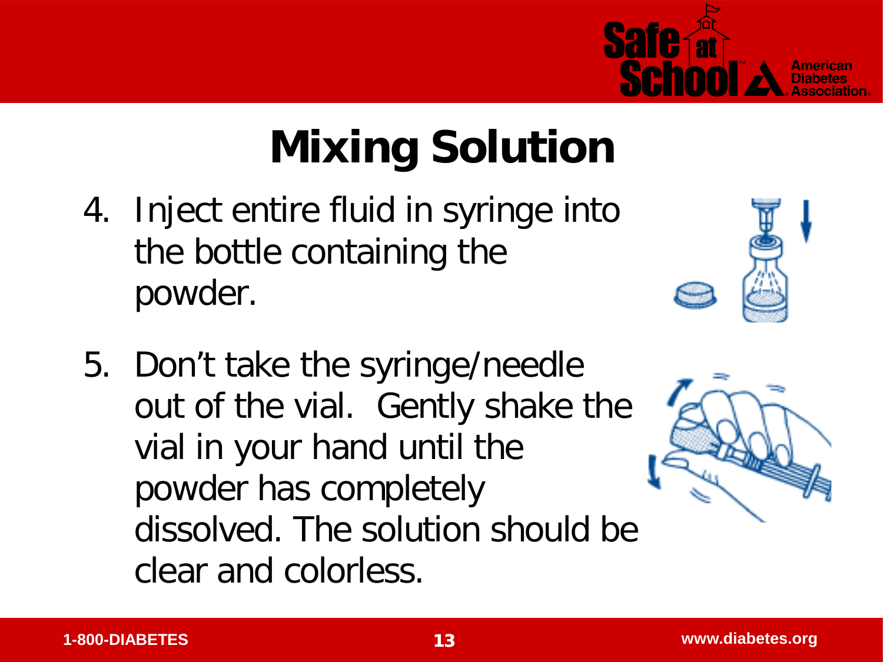# Mixing Solution

4. Inject entire fluid in syringe into the bottle containing the powder.

5. Don't take the syringe/needle out of the vial. Gently shake the vial in your hand until the powder has completely dissolved. The solution should be clear and colorless.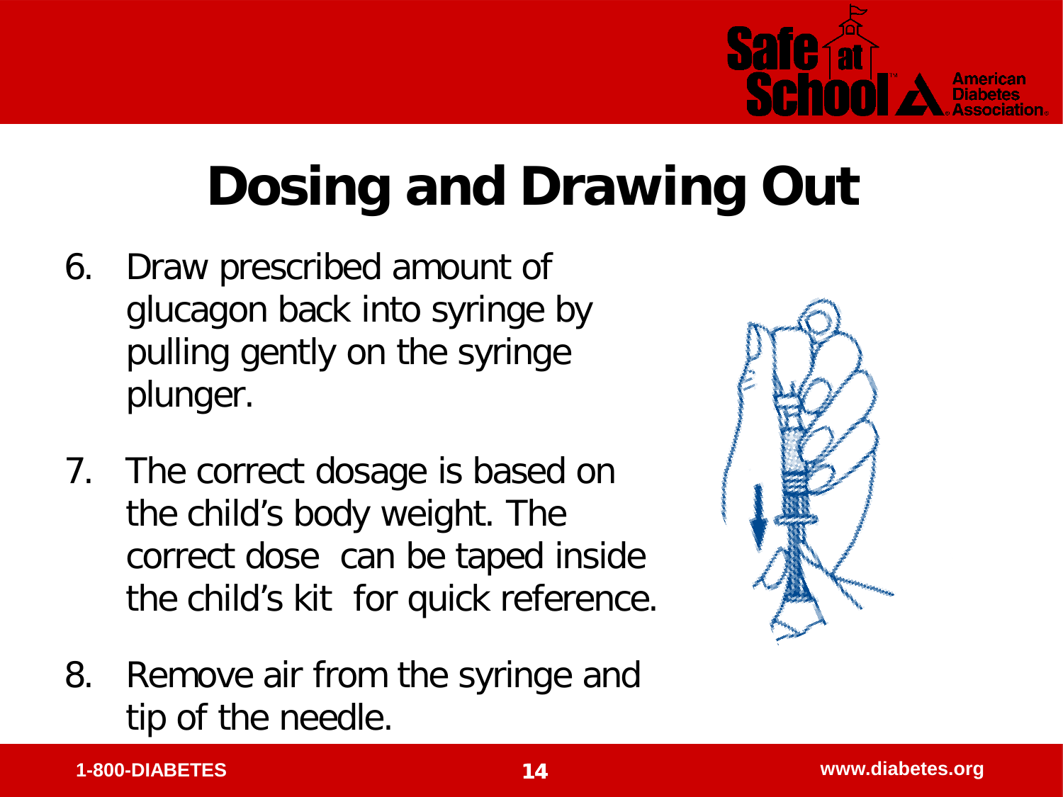# Dosing and Drawing Out

6. Draw prescribed amount of glucagon back into syringe by pulling gently on the syringe plunger.

7. The correct dosage is based on the child's body weight. The correct dose can be taped inside the child's kit for quick reference.

8. Remove air from the syringe and tip of the needle.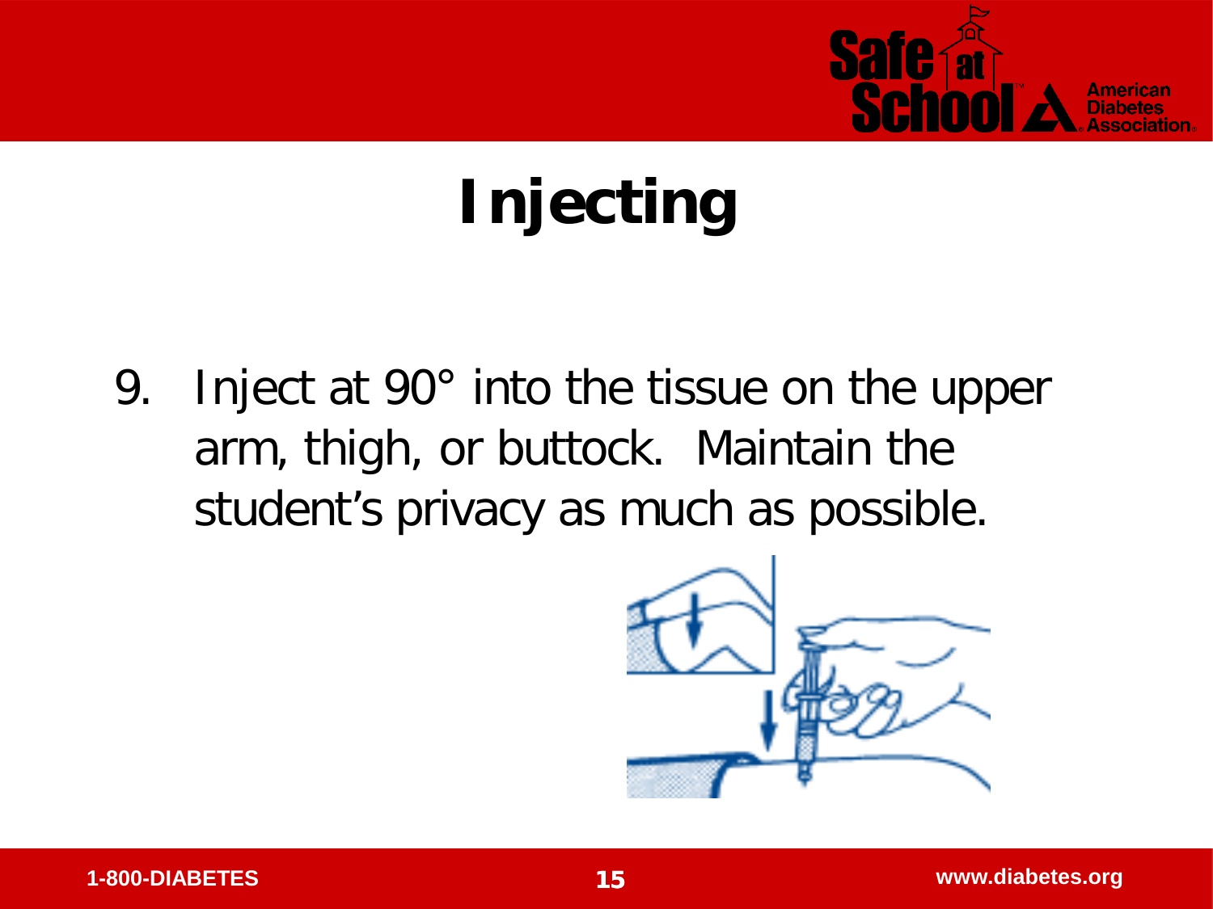# Injecting

9. Inject at 90° into the tissue on the upper arm, thigh, or buttock. Maintain the student's privacy as much as possible.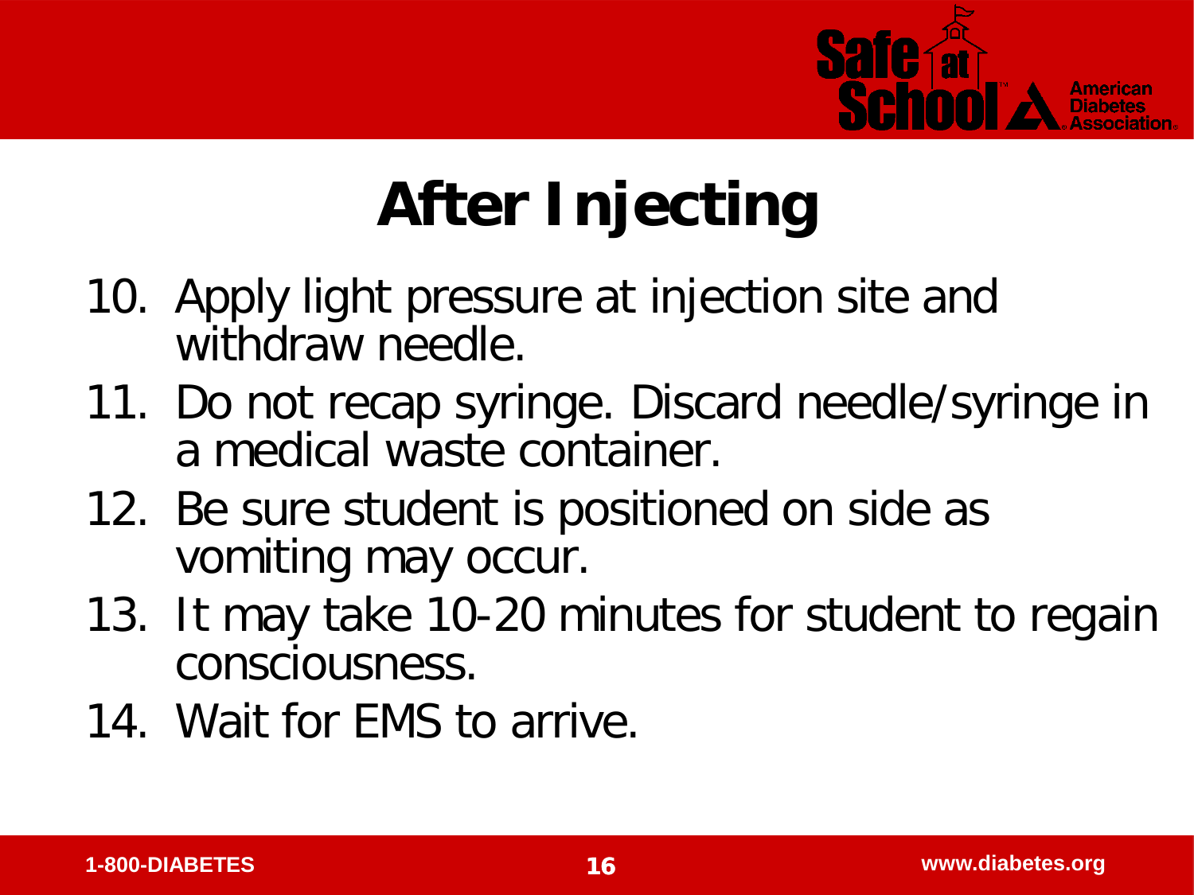# After Injecting

10. Apply light pressure at injection site and withdraw needle.
11. Do not recap syringe. Discard needle/syringe in a medical waste container.
12. Be sure student is positioned on side as vomiting may occur.
13. It may take 10-20 minutes for student to regain consciousness.
14. Wait for EMS to arrive.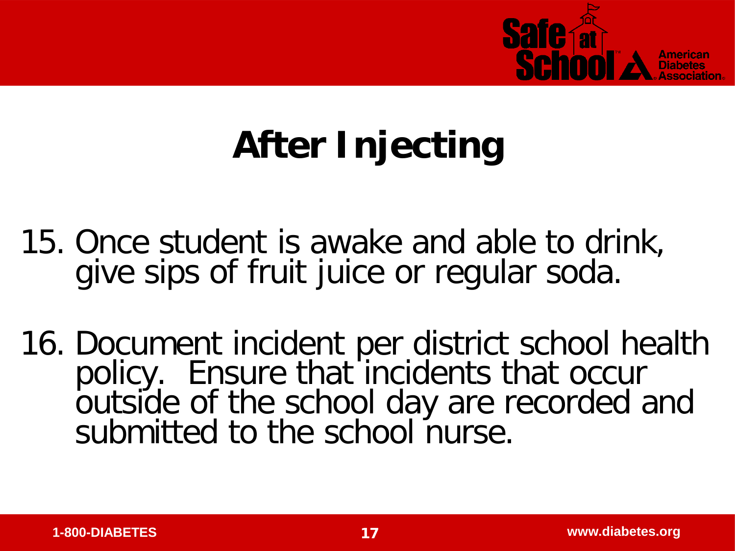# After Injecting

15. Once student is awake and able to drink, give sips of fruit juice or regular soda.

16. Document incident per district school health policy. Ensure that incidents that occur outside of the school day are recorded and submitted to the school nurse.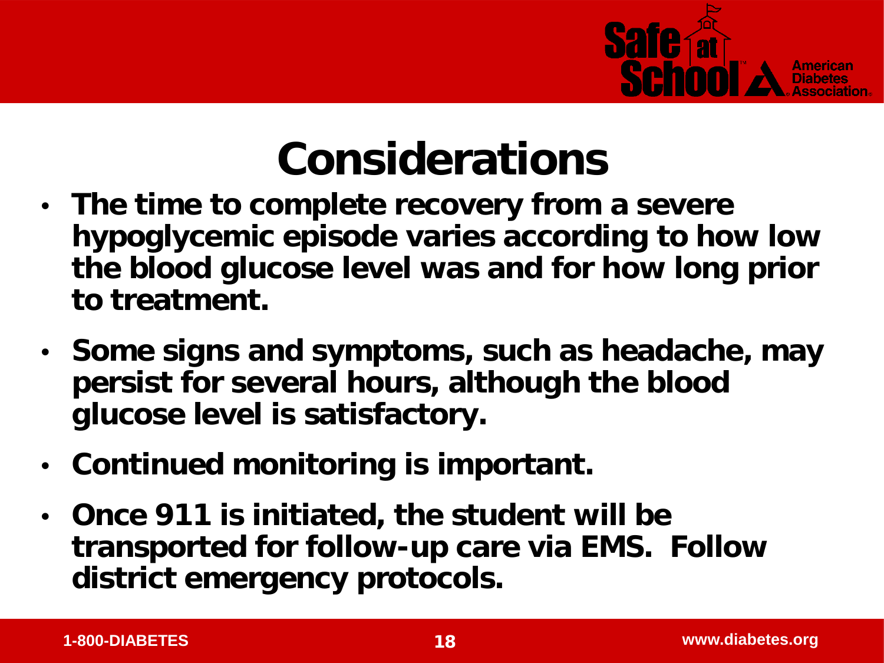# Considerations

- **The time to complete recovery from a severe hypoglycemic episode varies according to how low the blood glucose level was and for how long prior to treatment.**
- **Some signs and symptoms, such as headache, may persist for several hours, although the blood glucose level is satisfactory.**
- **Continued monitoring is important.**
- **Once 911 is initiated, the student will be transported for follow-up care via EMS. Follow district emergency protocols.**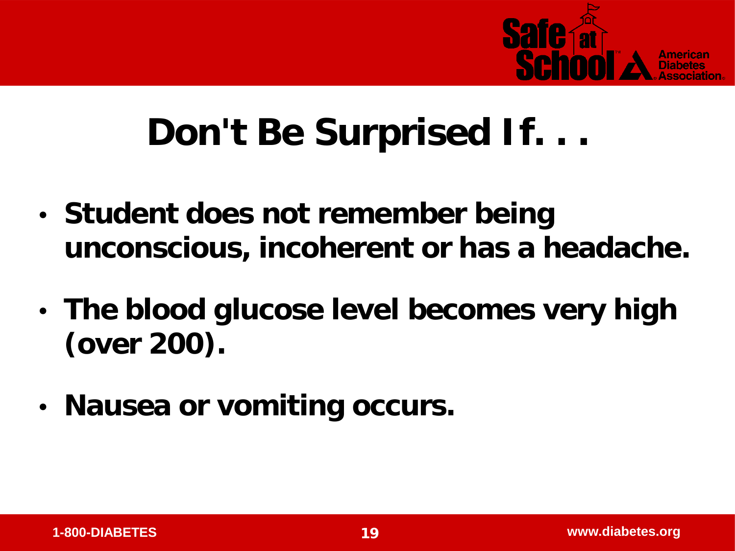# Don't Be Surprised If. . .

- **Student does not remember being unconscious, incoherent or has a headache.**
- **The blood glucose level becomes very high (over 200).**
- **Nausea or vomiting occurs.**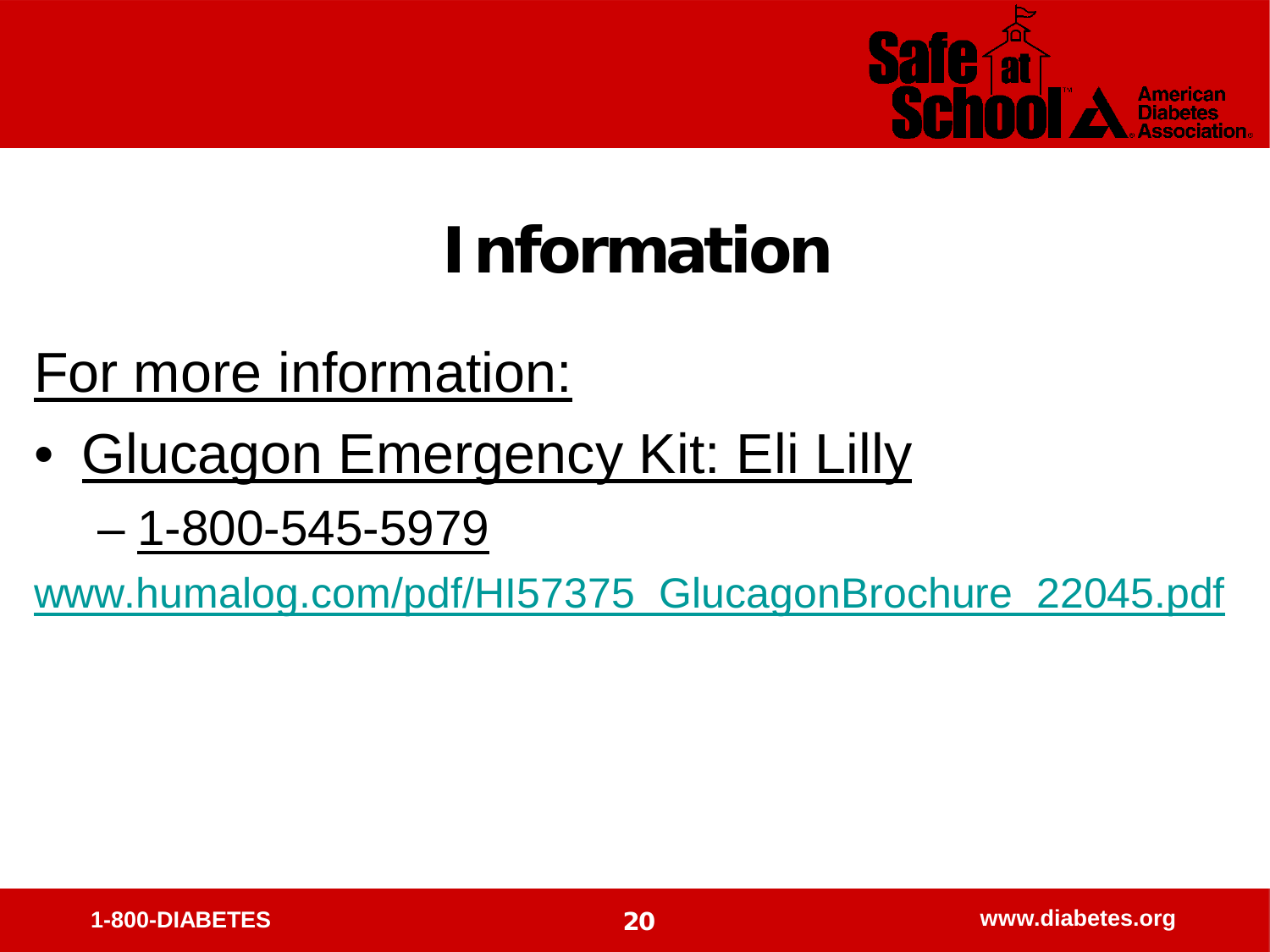# Information

For more information:

- Glucagon Emergency Kit: Eli Lilly
  - 1-800-545-5979

www.humalog.com/pdf/HI57375_GlucagonBrochure_22045.pdf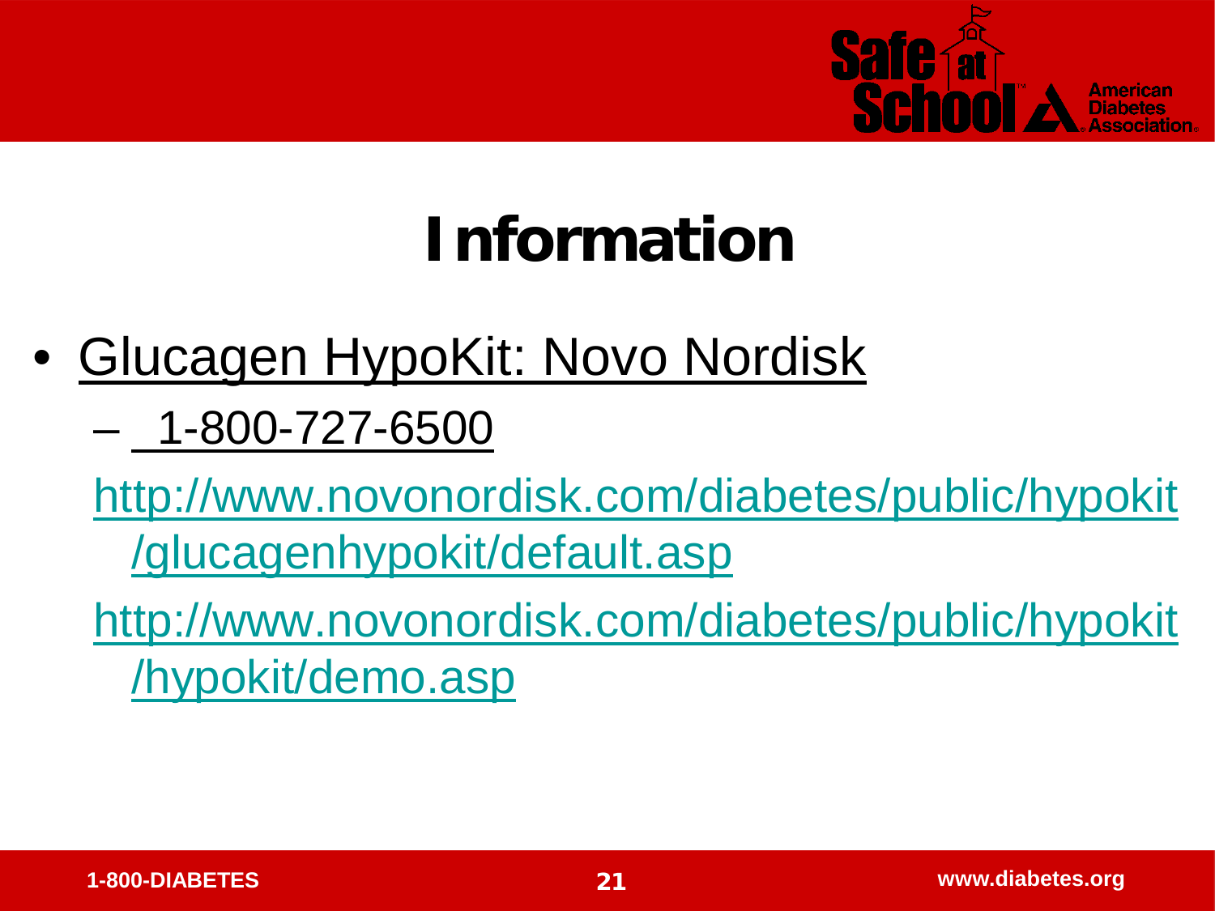# Information

- Glucagen HypoKit: Novo Nordisk
  - 1-800-727-6500

  http://www.novonordisk.com/diabetes/public/hypokit/glucagenhypokit/default.asp

  http://www.novonordisk.com/diabetes/public/hypokit/hypokit/demo.asp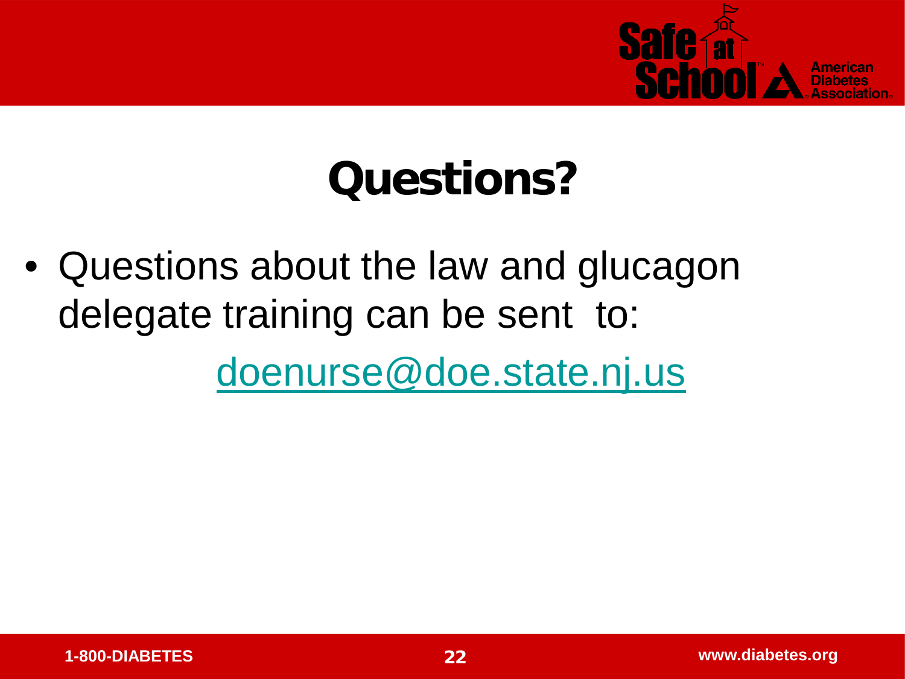# Questions?

- Questions about the law and glucagon delegate training can be sent to:

  doenurse@doe.state.nj.us